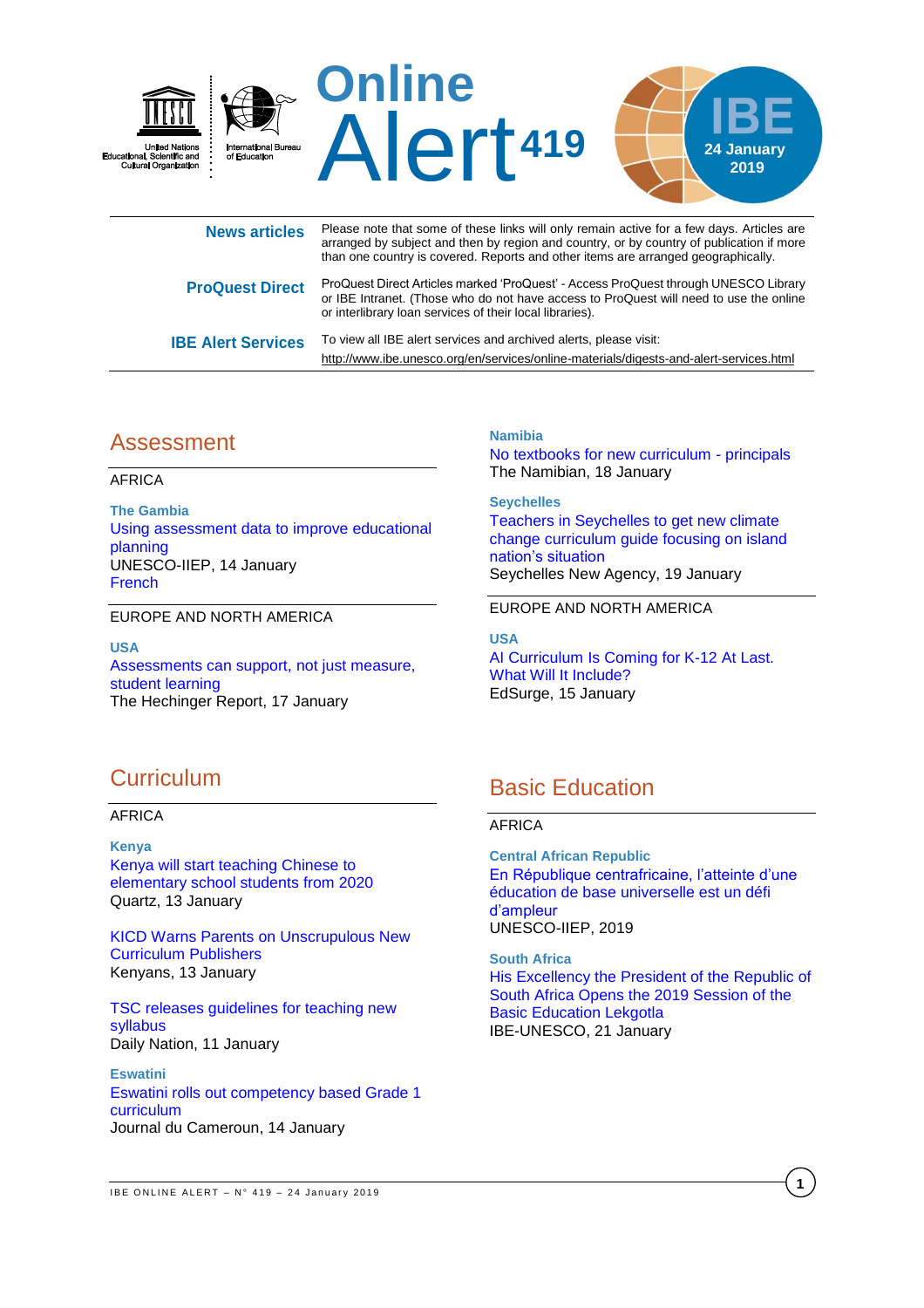United Nations Educational, Scientific and Cultural Organization

International Bureau of Education

# Online Alert 419

IBE 24 January 2019

| | |
|---|---|
| **News articles** | Please note that some of these links will only remain active for a few days. Articles are arranged by subject and then by region and country, or by country of publication if more than one country is covered. Reports and other items are arranged geographically. |
| **ProQuest Direct** | ProQuest Direct Articles marked 'ProQuest' - Access ProQuest through UNESCO Library or IBE Intranet. (Those who do not have access to ProQuest will need to use the online or interlibrary loan services of their local libraries). |
| **IBE Alert Services** | To view all IBE alert services and archived alerts, please visit: http://www.ibe.unesco.org/en/services/online-materials/digests-and-alert-services.html |

## Assessment

AFRICA

**The Gambia**

Using assessment data to improve educational planning
UNESCO-IIEP, 14 January
French

EUROPE AND NORTH AMERICA

**USA**

Assessments can support, not just measure, student learning
The Hechinger Report, 17 January

## Curriculum

AFRICA

**Kenya**

Kenya will start teaching Chinese to elementary school students from 2020
Quartz, 13 January

KICD Warns Parents on Unscrupulous New Curriculum Publishers
Kenyans, 13 January

TSC releases guidelines for teaching new syllabus
Daily Nation, 11 January

**Eswatini**

Eswatini rolls out competency based Grade 1 curriculum
Journal du Cameroun, 14 January

**Namibia**

No textbooks for new curriculum - principals
The Namibian, 18 January

**Seychelles**

Teachers in Seychelles to get new climate change curriculum guide focusing on island nation's situation
Seychelles New Agency, 19 January

EUROPE AND NORTH AMERICA

**USA**

AI Curriculum Is Coming for K-12 At Last. What Will It Include?
EdSurge, 15 January

## Basic Education

AFRICA

**Central African Republic**

En République centrafricaine, l'atteinte d'une éducation de base universelle est un défi d'ampleur
UNESCO-IIEP, 2019

**South Africa**

His Excellency the President of the Republic of South Africa Opens the 2019 Session of the Basic Education Lekgotla
IBE-UNESCO, 21 January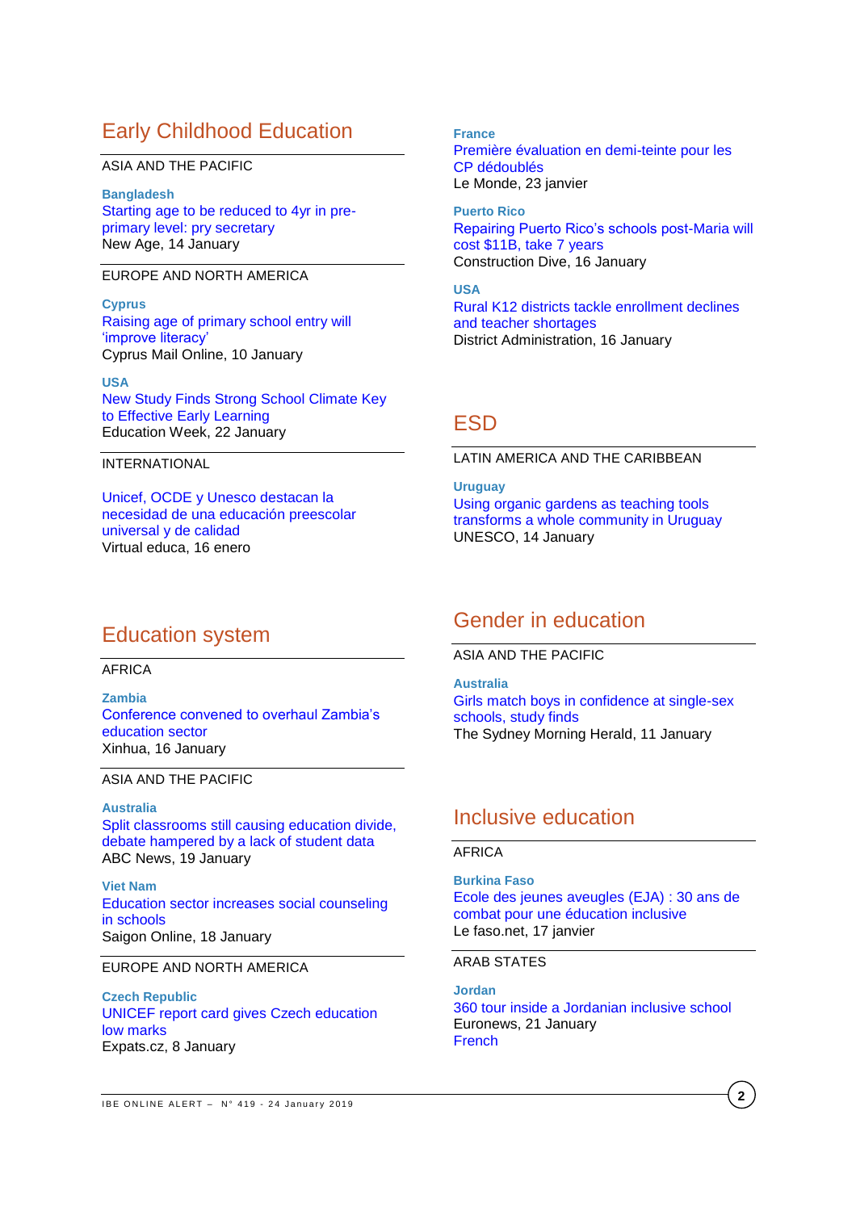## Early Childhood Education

ASIA AND THE PACIFIC

**Bangladesh**
Starting age to be reduced to 4yr in pre-primary level: pry secretary
New Age, 14 January

EUROPE AND NORTH AMERICA

**Cyprus**
Raising age of primary school entry will 'improve literacy'
Cyprus Mail Online, 10 January

**USA**
New Study Finds Strong School Climate Key to Effective Early Learning
Education Week, 22 January

INTERNATIONAL

Unicef, OCDE y Unesco destacan la necesidad de una educación preescolar universal y de calidad
Virtual educa, 16 enero

## Education system

AFRICA

**Zambia**
Conference convened to overhaul Zambia's education sector
Xinhua, 16 January

ASIA AND THE PACIFIC

**Australia**
Split classrooms still causing education divide, debate hampered by a lack of student data
ABC News, 19 January

**Viet Nam**
Education sector increases social counseling in schools
Saigon Online, 18 January

EUROPE AND NORTH AMERICA

**Czech Republic**
UNICEF report card gives Czech education low marks
Expats.cz, 8 January

**France**
Première évaluation en demi-teinte pour les CP dédoublés
Le Monde, 23 janvier

**Puerto Rico**
Repairing Puerto Rico's schools post-Maria will cost $11B, take 7 years
Construction Dive, 16 January

**USA**
Rural K12 districts tackle enrollment declines and teacher shortages
District Administration, 16 January

## ESD

LATIN AMERICA AND THE CARIBBEAN

**Uruguay**
Using organic gardens as teaching tools transforms a whole community in Uruguay
UNESCO, 14 January

## Gender in education

ASIA AND THE PACIFIC

**Australia**
Girls match boys in confidence at single-sex schools, study finds
The Sydney Morning Herald, 11 January

## Inclusive education

AFRICA

**Burkina Faso**
Ecole des jeunes aveugles (EJA) : 30 ans de combat pour une éducation inclusive
Le faso.net, 17 janvier

ARAB STATES

**Jordan**
360 tour inside a Jordanian inclusive school
Euronews, 21 January
French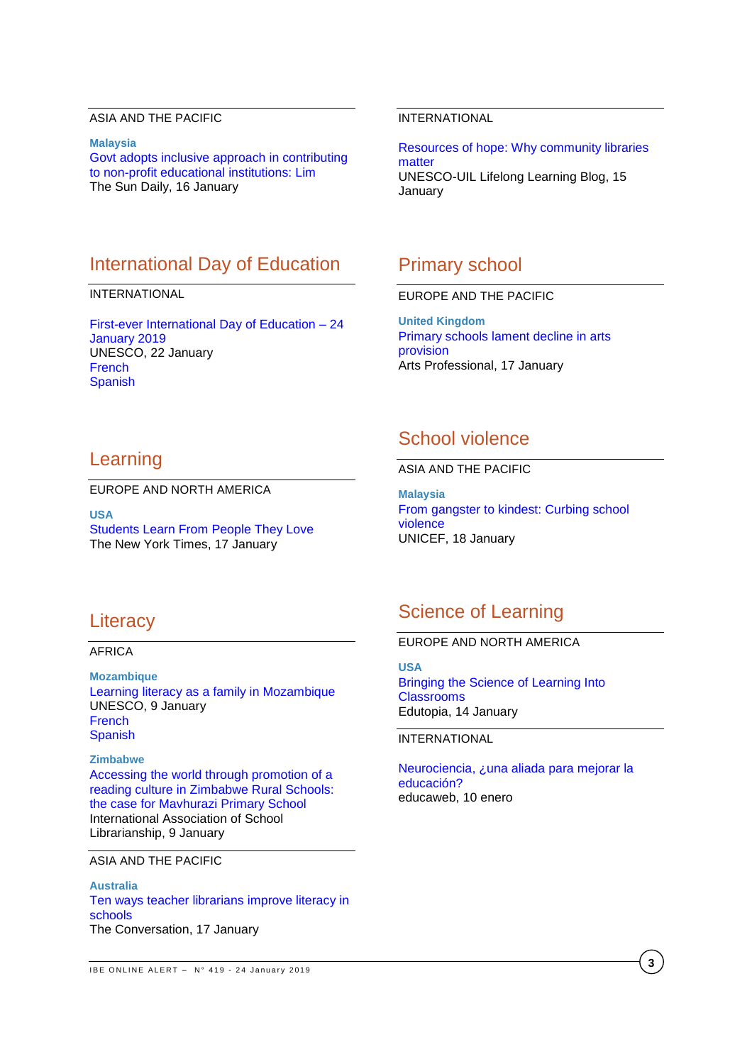ASIA AND THE PACIFIC

**Malaysia**
Govt adopts inclusive approach in contributing to non-profit educational institutions: Lim
The Sun Daily, 16 January

INTERNATIONAL

Resources of hope: Why community libraries matter
UNESCO-UIL Lifelong Learning Blog, 15 January

## International Day of Education

INTERNATIONAL

First-ever International Day of Education – 24 January 2019
UNESCO, 22 January
French
Spanish

## Learning

EUROPE AND NORTH AMERICA

**USA**
Students Learn From People They Love
The New York Times, 17 January

## Literacy

AFRICA

**Mozambique**
Learning literacy as a family in Mozambique
UNESCO, 9 January
French
Spanish

**Zimbabwe**
Accessing the world through promotion of a reading culture in Zimbabwe Rural Schools: the case for Mavhurazi Primary School
International Association of School Librarianship, 9 January

ASIA AND THE PACIFIC

**Australia**
Ten ways teacher librarians improve literacy in schools
The Conversation, 17 January

## Primary school

EUROPE AND THE PACIFIC

**United Kingdom**
Primary schools lament decline in arts provision
Arts Professional, 17 January

## School violence

ASIA AND THE PACIFIC

**Malaysia**
From gangster to kindest: Curbing school violence
UNICEF, 18 January

## Science of Learning

EUROPE AND NORTH AMERICA

**USA**
Bringing the Science of Learning Into Classrooms
Edutopia, 14 January

INTERNATIONAL

Neurociencia, ¿una aliada para mejorar la educación?
educaweb, 10 enero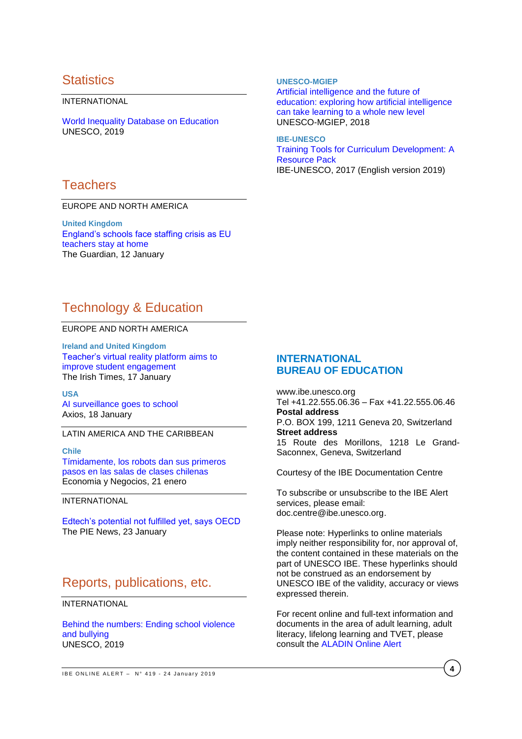## Statistics

INTERNATIONAL

World Inequality Database on Education
UNESCO, 2019

## Teachers

EUROPE AND NORTH AMERICA

**United Kingdom**
England's schools face staffing crisis as EU teachers stay at home
The Guardian, 12 January

## Technology & Education

EUROPE AND NORTH AMERICA

**Ireland and United Kingdom**
Teacher's virtual reality platform aims to improve student engagement
The Irish Times, 17 January

**USA**
AI surveillance goes to school
Axios, 18 January

LATIN AMERICA AND THE CARIBBEAN

**Chile**
Tímidamente, los robots dan sus primeros pasos en las salas de clases chilenas
Economia y Negocios, 21 enero

INTERNATIONAL

Edtech's potential not fulfilled yet, says OECD
The PIE News, 23 January

## Reports, publications, etc.

INTERNATIONAL

Behind the numbers: Ending school violence and bullying
UNESCO, 2019

**UNESCO-MGIEP**
Artificial intelligence and the future of education: exploring how artificial intelligence can take learning to a whole new level
UNESCO-MGIEP, 2018

**IBE-UNESCO**
Training Tools for Curriculum Development: A Resource Pack
IBE-UNESCO, 2017 (English version 2019)

## INTERNATIONAL BUREAU OF EDUCATION

www.ibe.unesco.org
Tel +41.22.555.06.36 – Fax +41.22.555.06.46
**Postal address**
P.O. BOX 199, 1211 Geneva 20, Switzerland
**Street address**
15 Route des Morillons, 1218 Le Grand-Saconnex, Geneva, Switzerland

Courtesy of the IBE Documentation Centre

To subscribe or unsubscribe to the IBE Alert services, please email: doc.centre@ibe.unesco.org.

Please note: Hyperlinks to online materials imply neither responsibility for, nor approval of, the content contained in these materials on the part of UNESCO IBE. These hyperlinks should not be construed as an endorsement by UNESCO IBE of the validity, accuracy or views expressed therein.

For recent online and full-text information and documents in the area of adult learning, adult literacy, lifelong learning and TVET, please consult the ALADIN Online Alert